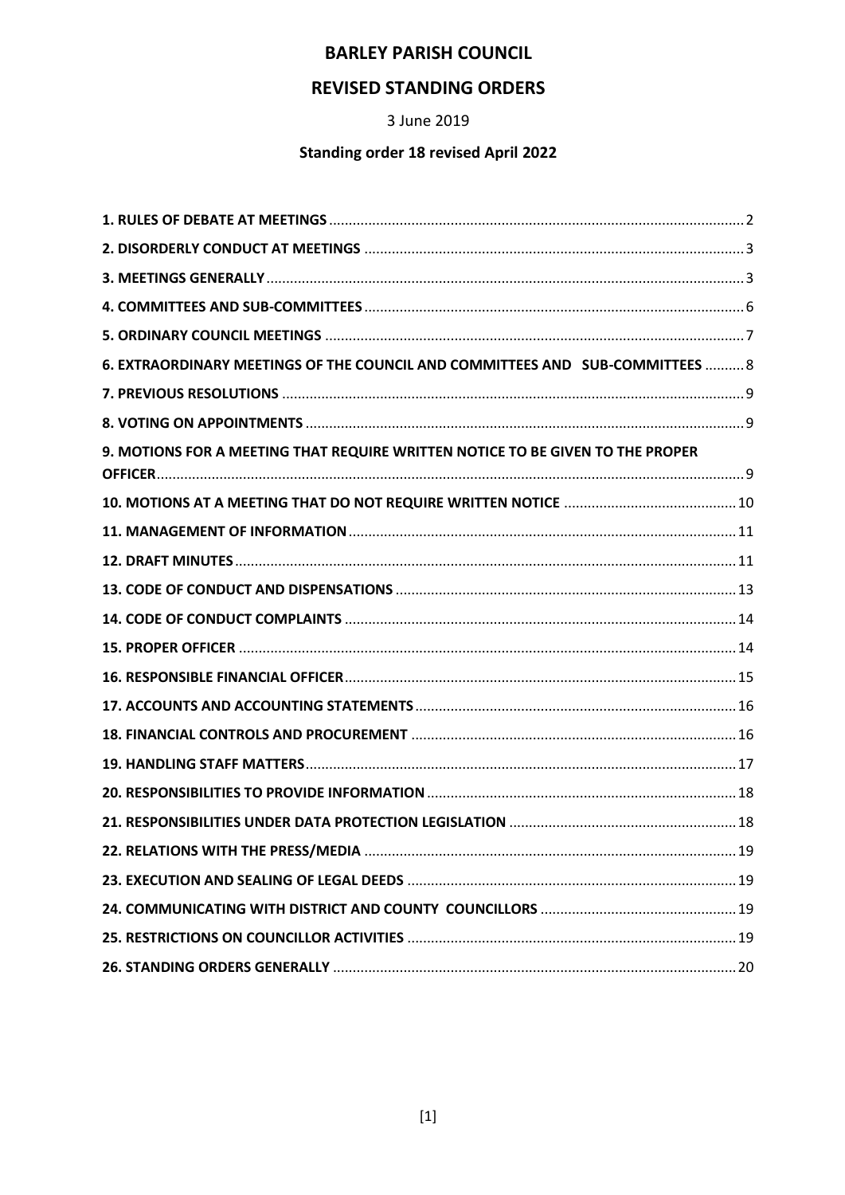# BARLEY PARISH COUNCIL

## REVISED STANDING ORDERS

3 June 2019

**Standing order 18 revised April 2022**

**1. RULES OF DEBATE AT MEETINGS** ..... 2

**2. DISORDERLY CONDUCT AT MEETINGS** ..... 3

**3. MEETINGS GENERALLY** ..... 3

**4. COMMITTEES AND SUB-COMMITTEES** ..... 6

**5. ORDINARY COUNCIL MEETINGS** ..... 7

**6. EXTRAORDINARY MEETINGS OF THE COUNCIL AND COMMITTEES AND SUB-COMMITTEES** ..... 8

**7. PREVIOUS RESOLUTIONS** ..... 9

**8. VOTING ON APPOINTMENTS** ..... 9

**9. MOTIONS FOR A MEETING THAT REQUIRE WRITTEN NOTICE TO BE GIVEN TO THE PROPER OFFICER** ..... 9

**10. MOTIONS AT A MEETING THAT DO NOT REQUIRE WRITTEN NOTICE** ..... 10

**11. MANAGEMENT OF INFORMATION** ..... 11

**12. DRAFT MINUTES** ..... 11

**13. CODE OF CONDUCT AND DISPENSATIONS** ..... 13

**14. CODE OF CONDUCT COMPLAINTS** ..... 14

**15. PROPER OFFICER** ..... 14

**16. RESPONSIBLE FINANCIAL OFFICER** ..... 15

**17. ACCOUNTS AND ACCOUNTING STATEMENTS** ..... 16

**18. FINANCIAL CONTROLS AND PROCUREMENT** ..... 16

**19. HANDLING STAFF MATTERS** ..... 17

**20. RESPONSIBILITIES TO PROVIDE INFORMATION** ..... 18

**21. RESPONSIBILITIES UNDER DATA PROTECTION LEGISLATION** ..... 18

**22. RELATIONS WITH THE PRESS/MEDIA** ..... 19

**23. EXECUTION AND SEALING OF LEGAL DEEDS** ..... 19

**24. COMMUNICATING WITH DISTRICT AND COUNTY COUNCILLORS** ..... 19

**25. RESTRICTIONS ON COUNCILLOR ACTIVITIES** ..... 19

**26. STANDING ORDERS GENERALLY** ..... 20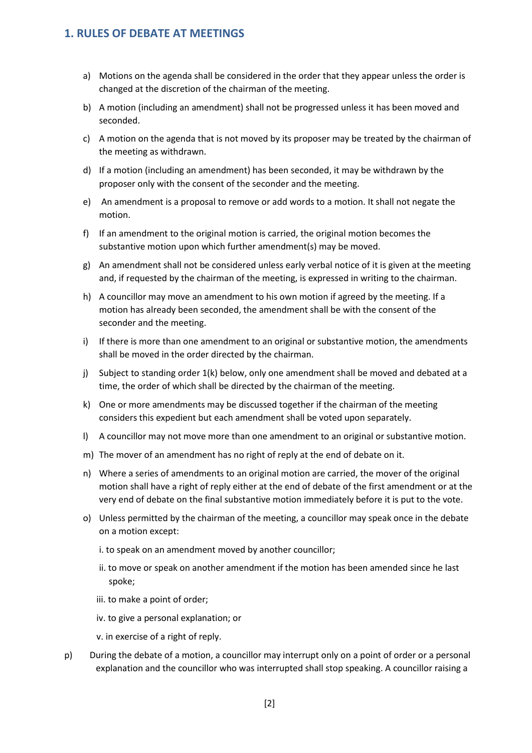## 1. RULES OF DEBATE AT MEETINGS

a) Motions on the agenda shall be considered in the order that they appear unless the order is changed at the discretion of the chairman of the meeting.

b) A motion (including an amendment) shall not be progressed unless it has been moved and seconded.

c) A motion on the agenda that is not moved by its proposer may be treated by the chairman of the meeting as withdrawn.

d) If a motion (including an amendment) has been seconded, it may be withdrawn by the proposer only with the consent of the seconder and the meeting.

e) An amendment is a proposal to remove or add words to a motion. It shall not negate the motion.

f) If an amendment to the original motion is carried, the original motion becomes the substantive motion upon which further amendment(s) may be moved.

g) An amendment shall not be considered unless early verbal notice of it is given at the meeting and, if requested by the chairman of the meeting, is expressed in writing to the chairman.

h) A councillor may move an amendment to his own motion if agreed by the meeting. If a motion has already been seconded, the amendment shall be with the consent of the seconder and the meeting.

i) If there is more than one amendment to an original or substantive motion, the amendments shall be moved in the order directed by the chairman.

j) Subject to standing order 1(k) below, only one amendment shall be moved and debated at a time, the order of which shall be directed by the chairman of the meeting.

k) One or more amendments may be discussed together if the chairman of the meeting considers this expedient but each amendment shall be voted upon separately.

l) A councillor may not move more than one amendment to an original or substantive motion.

m) The mover of an amendment has no right of reply at the end of debate on it.

n) Where a series of amendments to an original motion are carried, the mover of the original motion shall have a right of reply either at the end of debate of the first amendment or at the very end of debate on the final substantive motion immediately before it is put to the vote.

o) Unless permitted by the chairman of the meeting, a councillor may speak once in the debate on a motion except:

   i. to speak on an amendment moved by another councillor;

   ii. to move or speak on another amendment if the motion has been amended since he last spoke;

   iii. to make a point of order;

   iv. to give a personal explanation; or

   v. in exercise of a right of reply.

p) During the debate of a motion, a councillor may interrupt only on a point of order or a personal explanation and the councillor who was interrupted shall stop speaking. A councillor raising a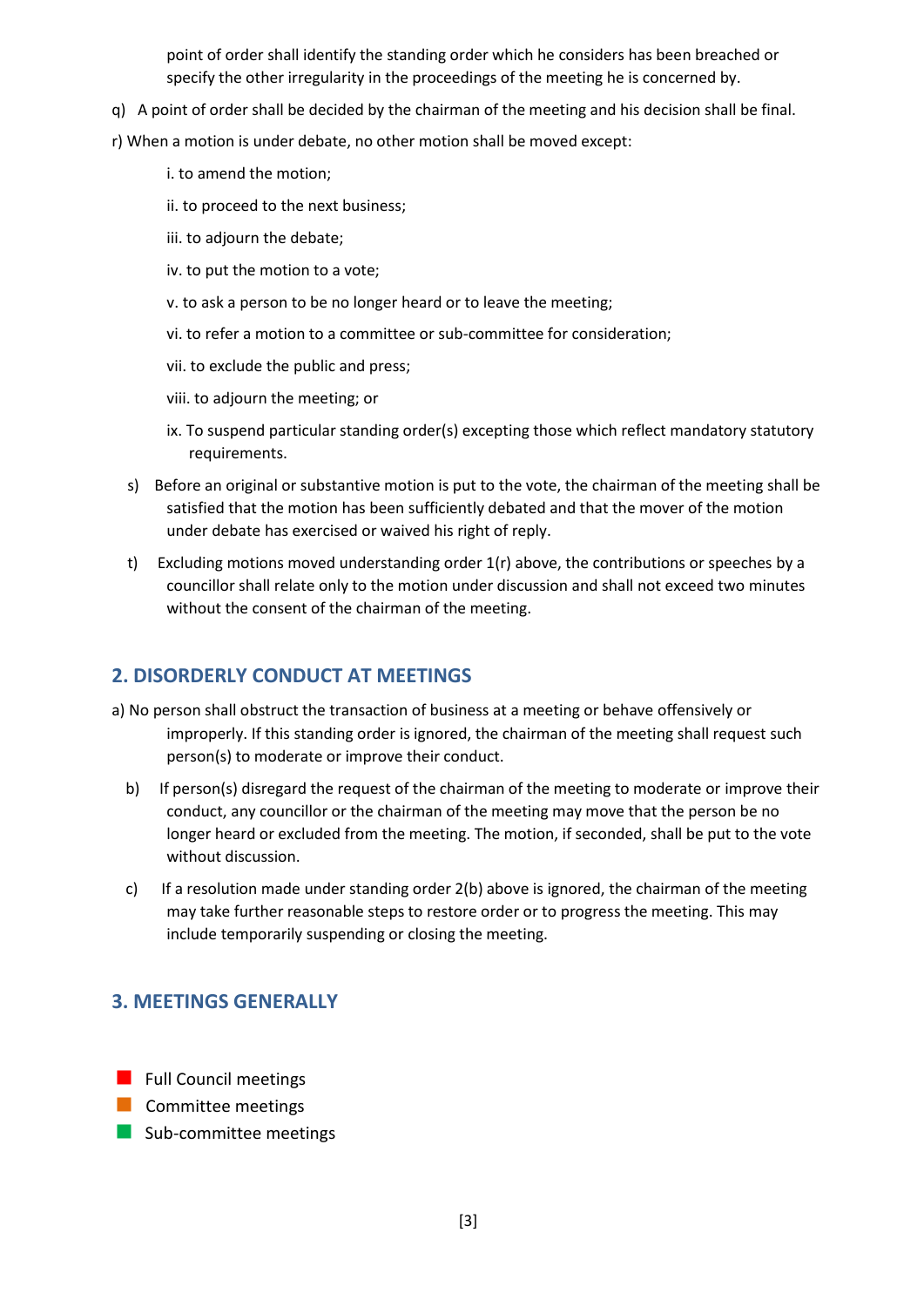point of order shall identify the standing order which he considers has been breached or specify the other irregularity in the proceedings of the meeting he is concerned by.

q) A point of order shall be decided by the chairman of the meeting and his decision shall be final.

r) When a motion is under debate, no other motion shall be moved except:

i. to amend the motion;

ii. to proceed to the next business;

iii. to adjourn the debate;

iv. to put the motion to a vote;

v. to ask a person to be no longer heard or to leave the meeting;

vi. to refer a motion to a committee or sub-committee for consideration;

vii. to exclude the public and press;

viii. to adjourn the meeting; or

ix. To suspend particular standing order(s) excepting those which reflect mandatory statutory requirements.

s) Before an original or substantive motion is put to the vote, the chairman of the meeting shall be satisfied that the motion has been sufficiently debated and that the mover of the motion under debate has exercised or waived his right of reply.

t) Excluding motions moved understanding order 1(r) above, the contributions or speeches by a councillor shall relate only to the motion under discussion and shall not exceed two minutes without the consent of the chairman of the meeting.

## 2. DISORDERLY CONDUCT AT MEETINGS

a) No person shall obstruct the transaction of business at a meeting or behave offensively or improperly. If this standing order is ignored, the chairman of the meeting shall request such person(s) to moderate or improve their conduct.

b) If person(s) disregard the request of the chairman of the meeting to moderate or improve their conduct, any councillor or the chairman of the meeting may move that the person be no longer heard or excluded from the meeting. The motion, if seconded, shall be put to the vote without discussion.

c) If a resolution made under standing order 2(b) above is ignored, the chairman of the meeting may take further reasonable steps to restore order or to progress the meeting. This may include temporarily suspending or closing the meeting.

## 3. MEETINGS GENERALLY

- Full Council meetings
- Committee meetings
- Sub-committee meetings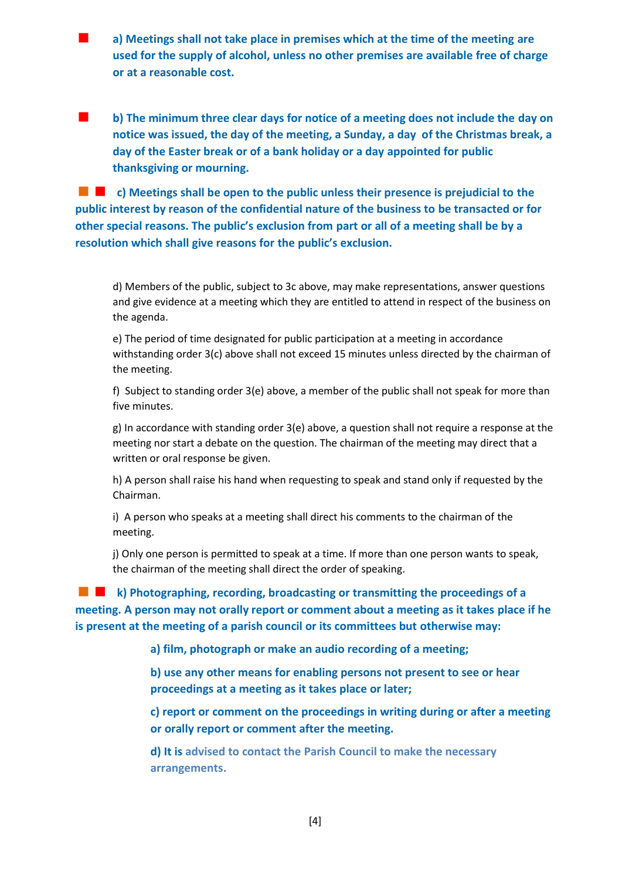**a) Meetings shall not take place in premises which at the time of the meeting are used for the supply of alcohol, unless no other premises are available free of charge or at a reasonable cost.**

**b) The minimum three clear days for notice of a meeting does not include the day on notice was issued, the day of the meeting, a Sunday, a day of the Christmas break, a day of the Easter break or of a bank holiday or a day appointed for public thanksgiving or mourning.**

**c) Meetings shall be open to the public unless their presence is prejudicial to the public interest by reason of the confidential nature of the business to be transacted or for other special reasons. The public's exclusion from part or all of a meeting shall be by a resolution which shall give reasons for the public's exclusion.**

d) Members of the public, subject to 3c above, may make representations, answer questions and give evidence at a meeting which they are entitled to attend in respect of the business on the agenda.

e) The period of time designated for public participation at a meeting in accordance withstanding order 3(c) above shall not exceed 15 minutes unless directed by the chairman of the meeting.

f) Subject to standing order 3(e) above, a member of the public shall not speak for more than five minutes.

g) In accordance with standing order 3(e) above, a question shall not require a response at the meeting nor start a debate on the question. The chairman of the meeting may direct that a written or oral response be given.

h) A person shall raise his hand when requesting to speak and stand only if requested by the Chairman.

i) A person who speaks at a meeting shall direct his comments to the chairman of the meeting.

j) Only one person is permitted to speak at a time. If more than one person wants to speak, the chairman of the meeting shall direct the order of speaking.

**k) Photographing, recording, broadcasting or transmitting the proceedings of a meeting. A person may not orally report or comment about a meeting as it takes place if he is present at the meeting of a parish council or its committees but otherwise may:**

**a) film, photograph or make an audio recording of a meeting;**

**b) use any other means for enabling persons not present to see or hear proceedings at a meeting as it takes place or later;**

**c) report or comment on the proceedings in writing during or after a meeting or orally report or comment after the meeting.**

**d) It is advised to contact the Parish Council to make the necessary arrangements.**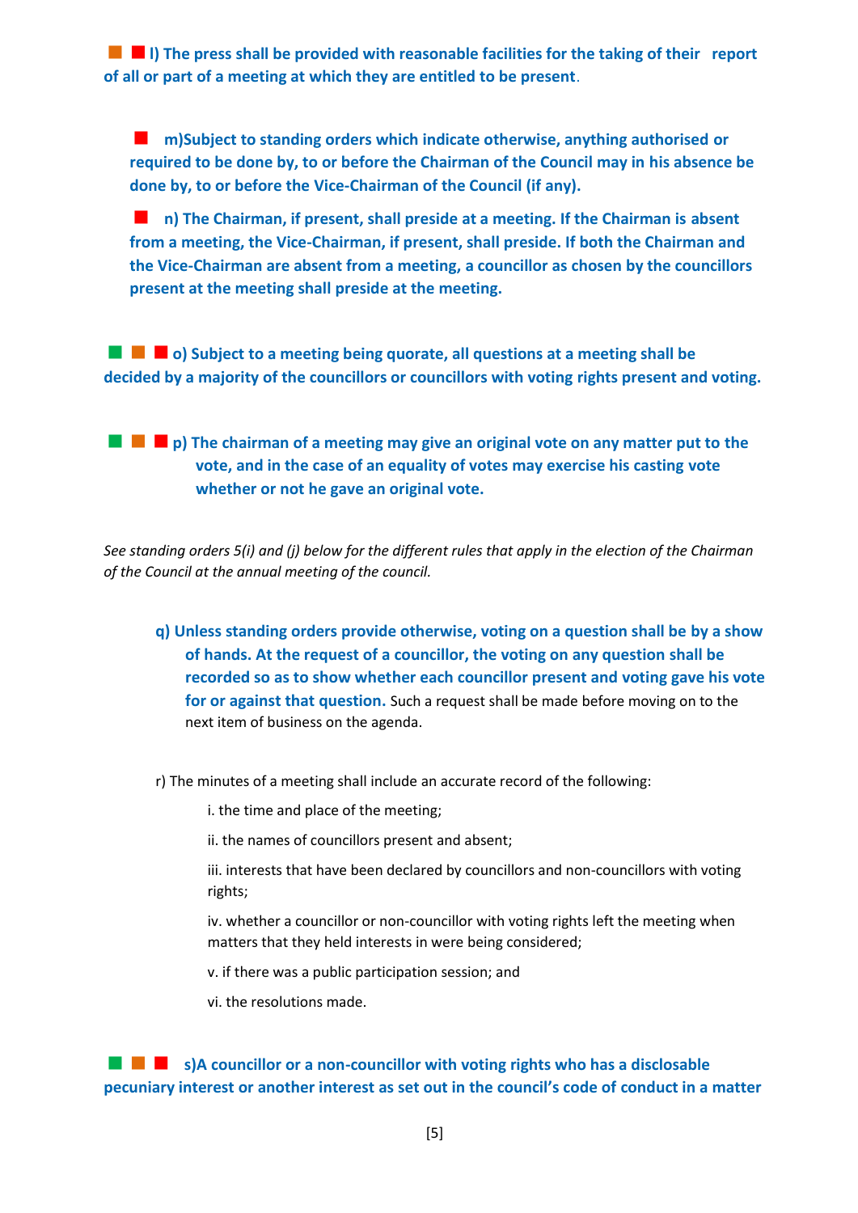**■ ■ l) The press shall be provided with reasonable facilities for the taking of their report of all or part of a meeting at which they are entitled to be present**.

**■ m)Subject to standing orders which indicate otherwise, anything authorised or required to be done by, to or before the Chairman of the Council may in his absence be done by, to or before the Vice-Chairman of the Council (if any).**

**■ n) The Chairman, if present, shall preside at a meeting. If the Chairman is absent from a meeting, the Vice-Chairman, if present, shall preside. If both the Chairman and the Vice-Chairman are absent from a meeting, a councillor as chosen by the councillors present at the meeting shall preside at the meeting.**

**■ ■ ■ o) Subject to a meeting being quorate, all questions at a meeting shall be decided by a majority of the councillors or councillors with voting rights present and voting.**

**■ ■ ■ p) The chairman of a meeting may give an original vote on any matter put to the vote, and in the case of an equality of votes may exercise his casting vote whether or not he gave an original vote.**

*See standing orders 5(i) and (j) below for the different rules that apply in the election of the Chairman of the Council at the annual meeting of the council.*

**q) Unless standing orders provide otherwise, voting on a question shall be by a show of hands. At the request of a councillor, the voting on any question shall be recorded so as to show whether each councillor present and voting gave his vote for or against that question.** Such a request shall be made before moving on to the next item of business on the agenda.

r) The minutes of a meeting shall include an accurate record of the following:

i. the time and place of the meeting;

ii. the names of councillors present and absent;

iii. interests that have been declared by councillors and non-councillors with voting rights;

iv. whether a councillor or non-councillor with voting rights left the meeting when matters that they held interests in were being considered;

v. if there was a public participation session; and

vi. the resolutions made.

**■ ■ ■ s)A councillor or a non-councillor with voting rights who has a disclosable pecuniary interest or another interest as set out in the council's code of conduct in a matter**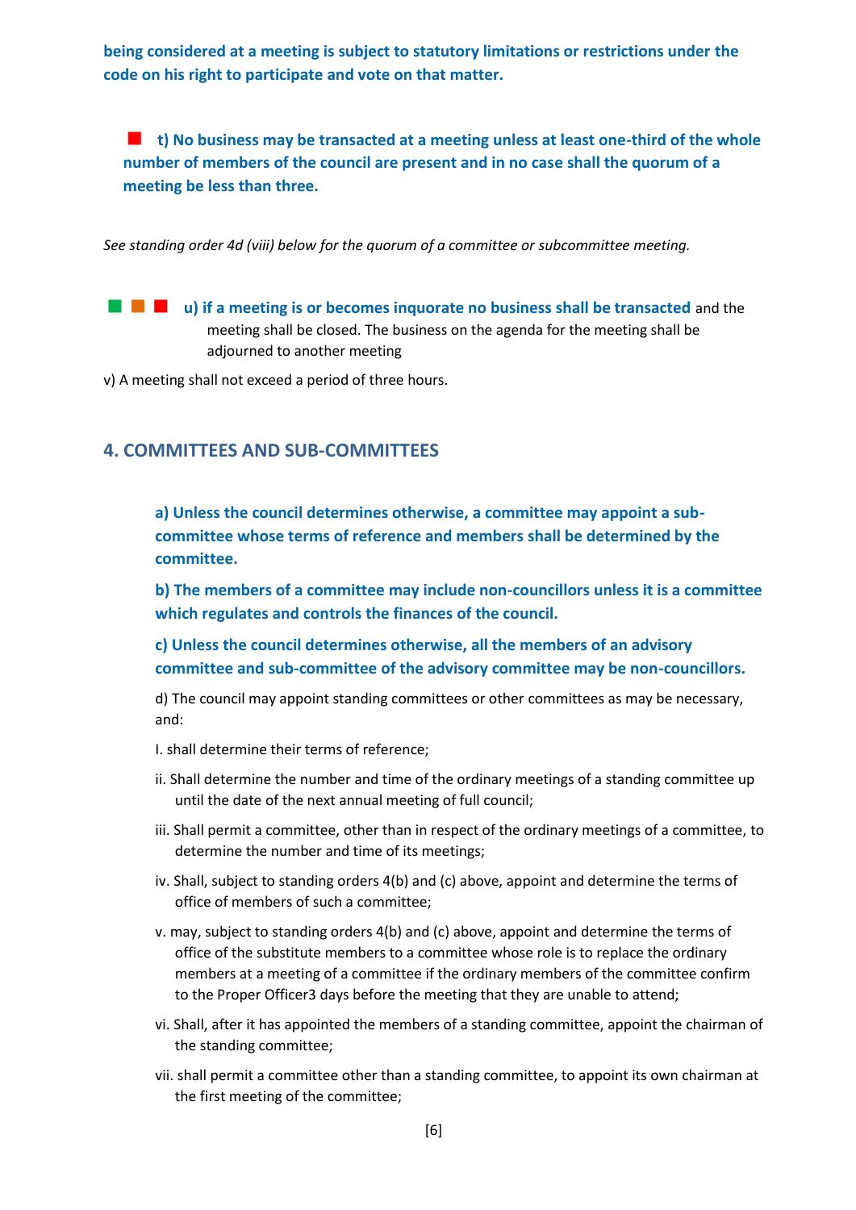**being considered at a meeting is subject to statutory limitations or restrictions under the code on his right to participate and vote on that matter.**

■ **t) No business may be transacted at a meeting unless at least one-third of the whole number of members of the council are present and in no case shall the quorum of a meeting be less than three.**

*See standing order 4d (viii) below for the quorum of a committee or subcommittee meeting.*

■ ■ ■ **u) if a meeting is or becomes inquorate no business shall be transacted** and the meeting shall be closed. The business on the agenda for the meeting shall be adjourned to another meeting

v) A meeting shall not exceed a period of three hours.

## 4. COMMITTEES AND SUB-COMMITTEES

**a) Unless the council determines otherwise, a committee may appoint a sub-committee whose terms of reference and members shall be determined by the committee.**

**b) The members of a committee may include non-councillors unless it is a committee which regulates and controls the finances of the council.**

**c) Unless the council determines otherwise, all the members of an advisory committee and sub-committee of the advisory committee may be non-councillors.**

d) The council may appoint standing committees or other committees as may be necessary, and:

I. shall determine their terms of reference;

ii. Shall determine the number and time of the ordinary meetings of a standing committee up until the date of the next annual meeting of full council;

iii. Shall permit a committee, other than in respect of the ordinary meetings of a committee, to determine the number and time of its meetings;

iv. Shall, subject to standing orders 4(b) and (c) above, appoint and determine the terms of office of members of such a committee;

v. may, subject to standing orders 4(b) and (c) above, appoint and determine the terms of office of the substitute members to a committee whose role is to replace the ordinary members at a meeting of a committee if the ordinary members of the committee confirm to the Proper Officer3 days before the meeting that they are unable to attend;

vi. Shall, after it has appointed the members of a standing committee, appoint the chairman of the standing committee;

vii. shall permit a committee other than a standing committee, to appoint its own chairman at the first meeting of the committee;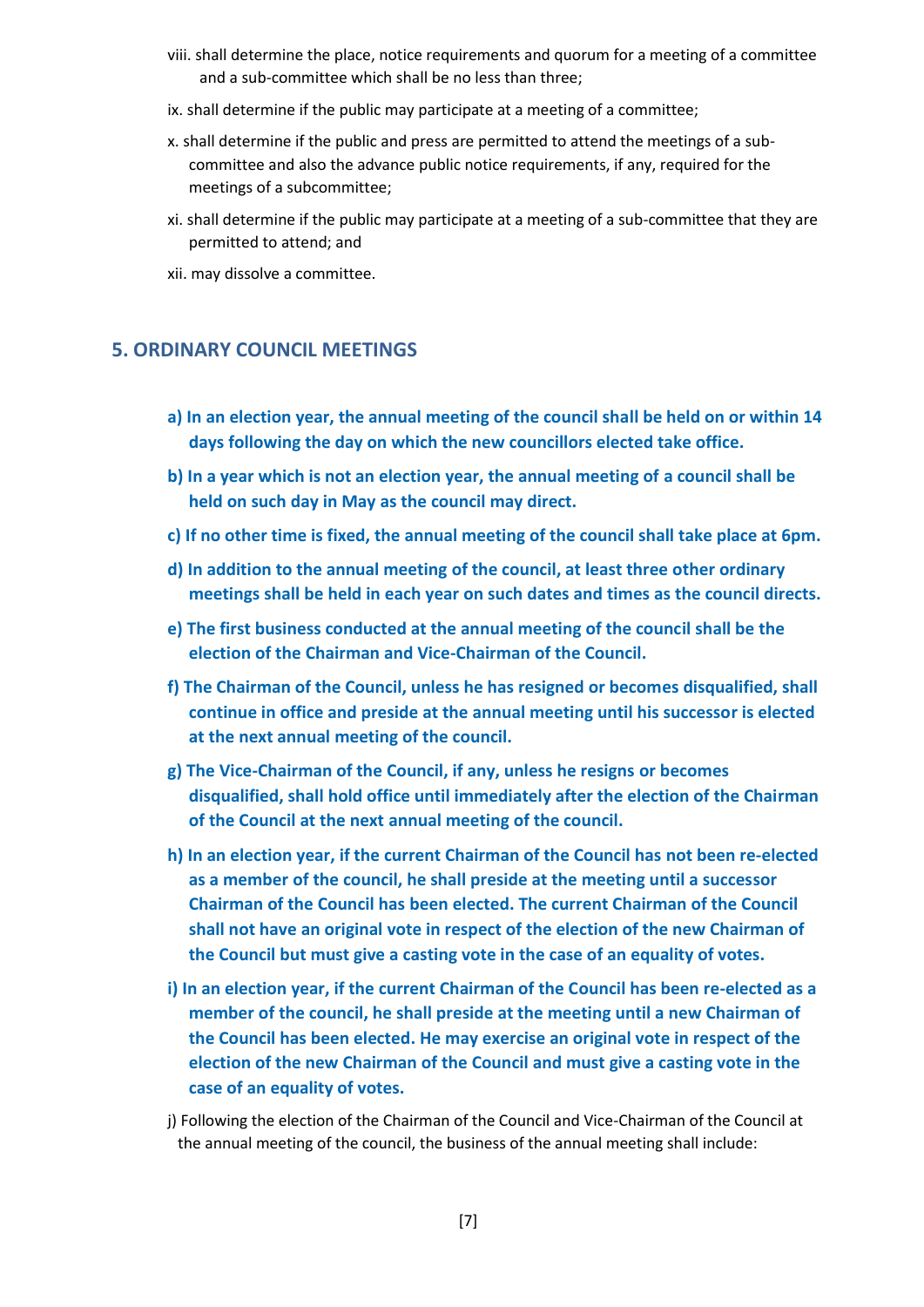viii. shall determine the place, notice requirements and quorum for a meeting of a committee and a sub-committee which shall be no less than three;

ix. shall determine if the public may participate at a meeting of a committee;

x. shall determine if the public and press are permitted to attend the meetings of a sub-committee and also the advance public notice requirements, if any, required for the meetings of a subcommittee;

xi. shall determine if the public may participate at a meeting of a sub-committee that they are permitted to attend; and

xii. may dissolve a committee.

## 5. ORDINARY COUNCIL MEETINGS

**a) In an election year, the annual meeting of the council shall be held on or within 14 days following the day on which the new councillors elected take office.**

**b) In a year which is not an election year, the annual meeting of a council shall be held on such day in May as the council may direct.**

**c) If no other time is fixed, the annual meeting of the council shall take place at 6pm.**

**d) In addition to the annual meeting of the council, at least three other ordinary meetings shall be held in each year on such dates and times as the council directs.**

**e) The first business conducted at the annual meeting of the council shall be the election of the Chairman and Vice-Chairman of the Council.**

**f) The Chairman of the Council, unless he has resigned or becomes disqualified, shall continue in office and preside at the annual meeting until his successor is elected at the next annual meeting of the council.**

**g) The Vice-Chairman of the Council, if any, unless he resigns or becomes disqualified, shall hold office until immediately after the election of the Chairman of the Council at the next annual meeting of the council.**

**h) In an election year, if the current Chairman of the Council has not been re-elected as a member of the council, he shall preside at the meeting until a successor Chairman of the Council has been elected. The current Chairman of the Council shall not have an original vote in respect of the election of the new Chairman of the Council but must give a casting vote in the case of an equality of votes.**

**i) In an election year, if the current Chairman of the Council has been re-elected as a member of the council, he shall preside at the meeting until a new Chairman of the Council has been elected. He may exercise an original vote in respect of the election of the new Chairman of the Council and must give a casting vote in the case of an equality of votes.**

j) Following the election of the Chairman of the Council and Vice-Chairman of the Council at the annual meeting of the council, the business of the annual meeting shall include: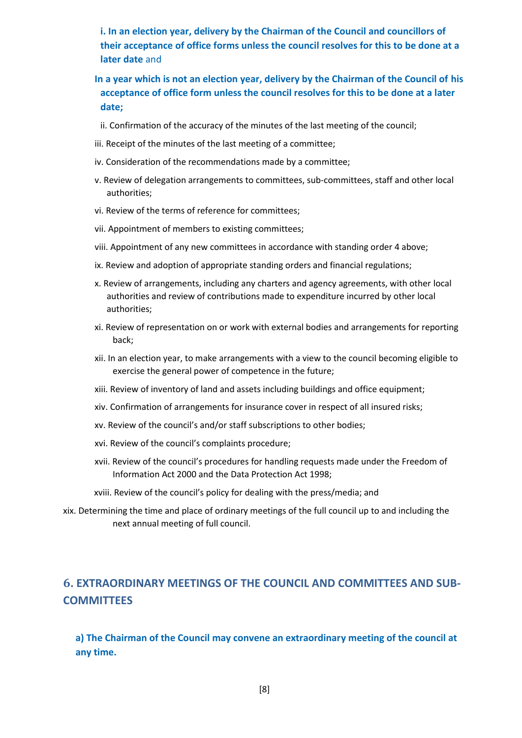**i. In an election year, delivery by the Chairman of the Council and councillors of their acceptance of office forms unless the council resolves for this to be done at a later date** and

**In a year which is not an election year, delivery by the Chairman of the Council of his acceptance of office form unless the council resolves for this to be done at a later date;**

ii. Confirmation of the accuracy of the minutes of the last meeting of the council;

iii. Receipt of the minutes of the last meeting of a committee;

iv. Consideration of the recommendations made by a committee;

v. Review of delegation arrangements to committees, sub-committees, staff and other local authorities;

vi. Review of the terms of reference for committees;

vii. Appointment of members to existing committees;

viii. Appointment of any new committees in accordance with standing order 4 above;

ix. Review and adoption of appropriate standing orders and financial regulations;

x. Review of arrangements, including any charters and agency agreements, with other local authorities and review of contributions made to expenditure incurred by other local authorities;

xi. Review of representation on or work with external bodies and arrangements for reporting back;

xii. In an election year, to make arrangements with a view to the council becoming eligible to exercise the general power of competence in the future;

xiii. Review of inventory of land and assets including buildings and office equipment;

xiv. Confirmation of arrangements for insurance cover in respect of all insured risks;

xv. Review of the council's and/or staff subscriptions to other bodies;

xvi. Review of the council's complaints procedure;

xvii. Review of the council's procedures for handling requests made under the Freedom of Information Act 2000 and the Data Protection Act 1998;

xviii. Review of the council's policy for dealing with the press/media; and

xix. Determining the time and place of ordinary meetings of the full council up to and including the next annual meeting of full council.

## 6. EXTRAORDINARY MEETINGS OF THE COUNCIL AND COMMITTEES AND SUB-COMMITTEES

**a) The Chairman of the Council may convene an extraordinary meeting of the council at any time.**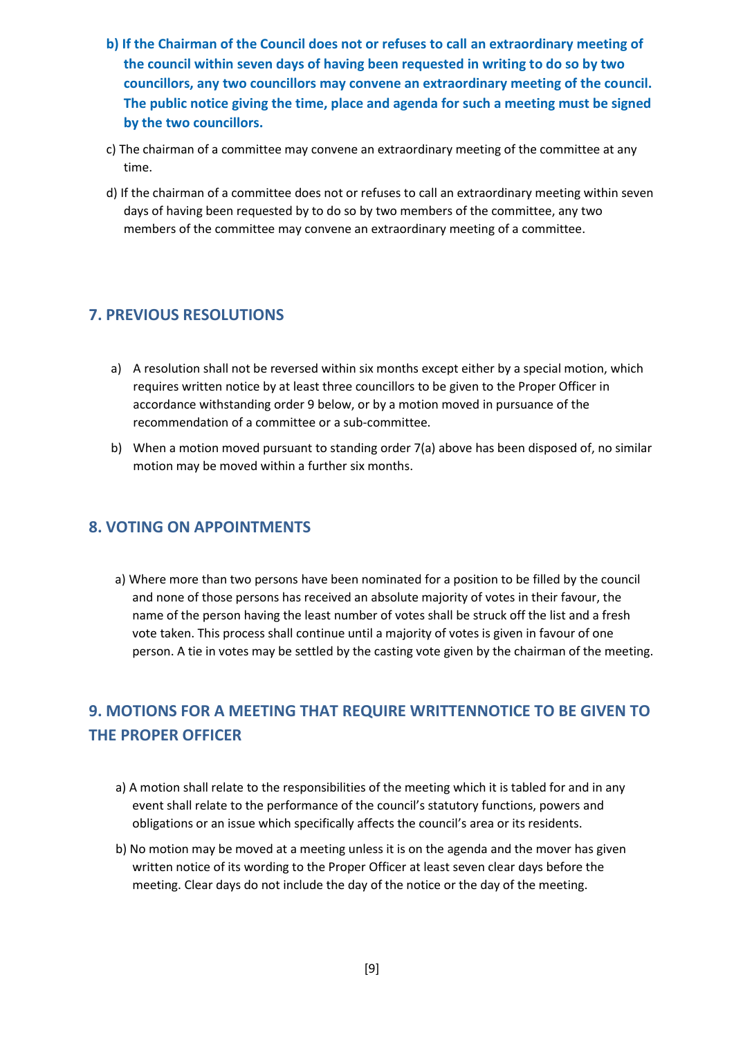**b) If the Chairman of the Council does not or refuses to call an extraordinary meeting of the council within seven days of having been requested in writing to do so by two councillors, any two councillors may convene an extraordinary meeting of the council. The public notice giving the time, place and agenda for such a meeting must be signed by the two councillors.**

c) The chairman of a committee may convene an extraordinary meeting of the committee at any time.

d) If the chairman of a committee does not or refuses to call an extraordinary meeting within seven days of having been requested by to do so by two members of the committee, any two members of the committee may convene an extraordinary meeting of a committee.

## 7. PREVIOUS RESOLUTIONS

a) A resolution shall not be reversed within six months except either by a special motion, which requires written notice by at least three councillors to be given to the Proper Officer in accordance withstanding order 9 below, or by a motion moved in pursuance of the recommendation of a committee or a sub-committee.

b) When a motion moved pursuant to standing order 7(a) above has been disposed of, no similar motion may be moved within a further six months.

## 8. VOTING ON APPOINTMENTS

a) Where more than two persons have been nominated for a position to be filled by the council and none of those persons has received an absolute majority of votes in their favour, the name of the person having the least number of votes shall be struck off the list and a fresh vote taken. This process shall continue until a majority of votes is given in favour of one person. A tie in votes may be settled by the casting vote given by the chairman of the meeting.

## 9. MOTIONS FOR A MEETING THAT REQUIRE WRITTENNOTICE TO BE GIVEN TO THE PROPER OFFICER

a) A motion shall relate to the responsibilities of the meeting which it is tabled for and in any event shall relate to the performance of the council's statutory functions, powers and obligations or an issue which specifically affects the council's area or its residents.

b) No motion may be moved at a meeting unless it is on the agenda and the mover has given written notice of its wording to the Proper Officer at least seven clear days before the meeting. Clear days do not include the day of the notice or the day of the meeting.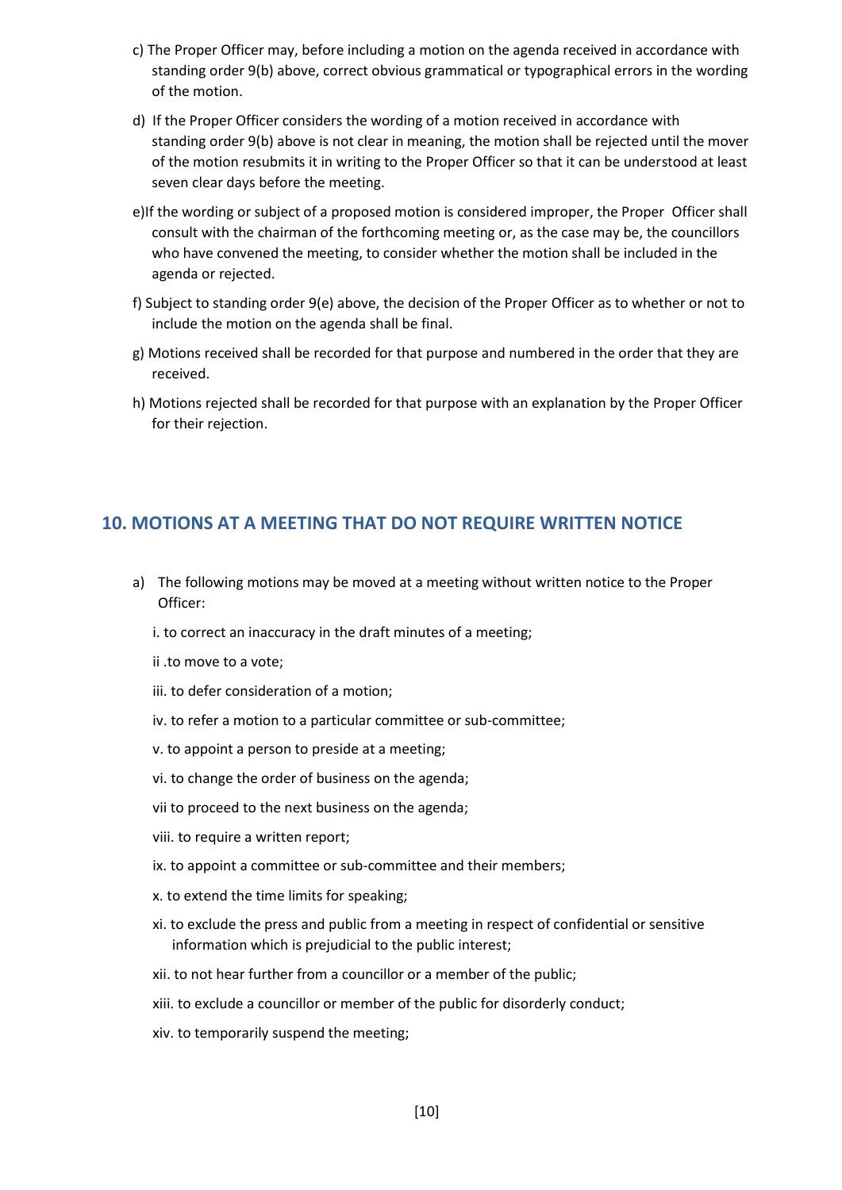c) The Proper Officer may, before including a motion on the agenda received in accordance with standing order 9(b) above, correct obvious grammatical or typographical errors in the wording of the motion.

d) If the Proper Officer considers the wording of a motion received in accordance with standing order 9(b) above is not clear in meaning, the motion shall be rejected until the mover of the motion resubmits it in writing to the Proper Officer so that it can be understood at least seven clear days before the meeting.

e)If the wording or subject of a proposed motion is considered improper, the Proper Officer shall consult with the chairman of the forthcoming meeting or, as the case may be, the councillors who have convened the meeting, to consider whether the motion shall be included in the agenda or rejected.

f) Subject to standing order 9(e) above, the decision of the Proper Officer as to whether or not to include the motion on the agenda shall be final.

g) Motions received shall be recorded for that purpose and numbered in the order that they are received.

h) Motions rejected shall be recorded for that purpose with an explanation by the Proper Officer for their rejection.

## 10. MOTIONS AT A MEETING THAT DO NOT REQUIRE WRITTEN NOTICE

a) The following motions may be moved at a meeting without written notice to the Proper Officer:

i. to correct an inaccuracy in the draft minutes of a meeting;

ii .to move to a vote;

iii. to defer consideration of a motion;

iv. to refer a motion to a particular committee or sub-committee;

v. to appoint a person to preside at a meeting;

vi. to change the order of business on the agenda;

vii to proceed to the next business on the agenda;

viii. to require a written report;

ix. to appoint a committee or sub-committee and their members;

x. to extend the time limits for speaking;

xi. to exclude the press and public from a meeting in respect of confidential or sensitive information which is prejudicial to the public interest;

xii. to not hear further from a councillor or a member of the public;

xiii. to exclude a councillor or member of the public for disorderly conduct;

xiv. to temporarily suspend the meeting;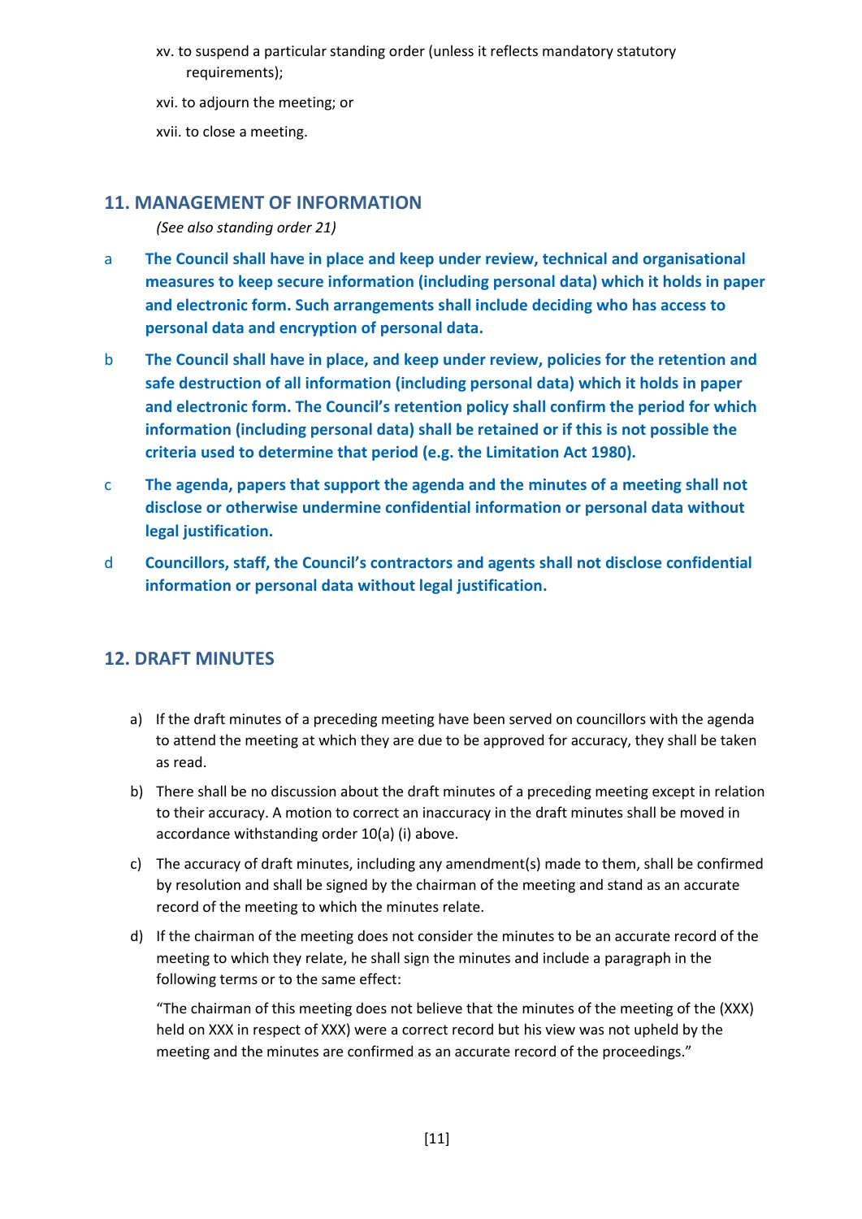xv. to suspend a particular standing order (unless it reflects mandatory statutory requirements);

xvi. to adjourn the meeting; or

xvii. to close a meeting.

## 11. MANAGEMENT OF INFORMATION

*(See also standing order 21)*

a **The Council shall have in place and keep under review, technical and organisational measures to keep secure information (including personal data) which it holds in paper and electronic form. Such arrangements shall include deciding who has access to personal data and encryption of personal data.**

b **The Council shall have in place, and keep under review, policies for the retention and safe destruction of all information (including personal data) which it holds in paper and electronic form. The Council's retention policy shall confirm the period for which information (including personal data) shall be retained or if this is not possible the criteria used to determine that period (e.g. the Limitation Act 1980).**

c **The agenda, papers that support the agenda and the minutes of a meeting shall not disclose or otherwise undermine confidential information or personal data without legal justification.**

d **Councillors, staff, the Council's contractors and agents shall not disclose confidential information or personal data without legal justification.**

## 12. DRAFT MINUTES

a) If the draft minutes of a preceding meeting have been served on councillors with the agenda to attend the meeting at which they are due to be approved for accuracy, they shall be taken as read.

b) There shall be no discussion about the draft minutes of a preceding meeting except in relation to their accuracy. A motion to correct an inaccuracy in the draft minutes shall be moved in accordance withstanding order 10(a) (i) above.

c) The accuracy of draft minutes, including any amendment(s) made to them, shall be confirmed by resolution and shall be signed by the chairman of the meeting and stand as an accurate record of the meeting to which the minutes relate.

d) If the chairman of the meeting does not consider the minutes to be an accurate record of the meeting to which they relate, he shall sign the minutes and include a paragraph in the following terms or to the same effect:

"The chairman of this meeting does not believe that the minutes of the meeting of the (XXX) held on XXX in respect of XXX) were a correct record but his view was not upheld by the meeting and the minutes are confirmed as an accurate record of the proceedings."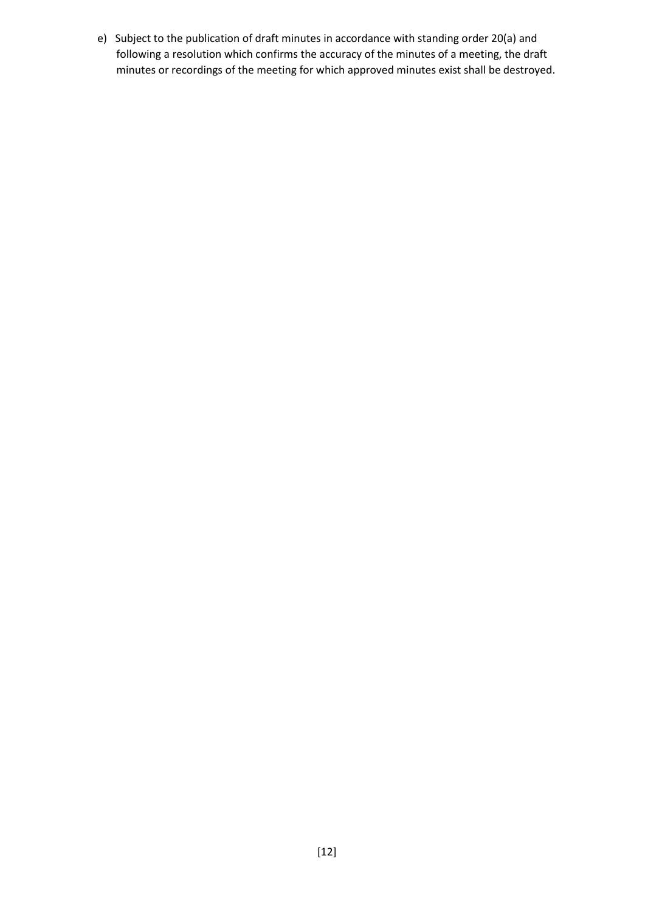e) Subject to the publication of draft minutes in accordance with standing order 20(a) and following a resolution which confirms the accuracy of the minutes of a meeting, the draft minutes or recordings of the meeting for which approved minutes exist shall be destroyed.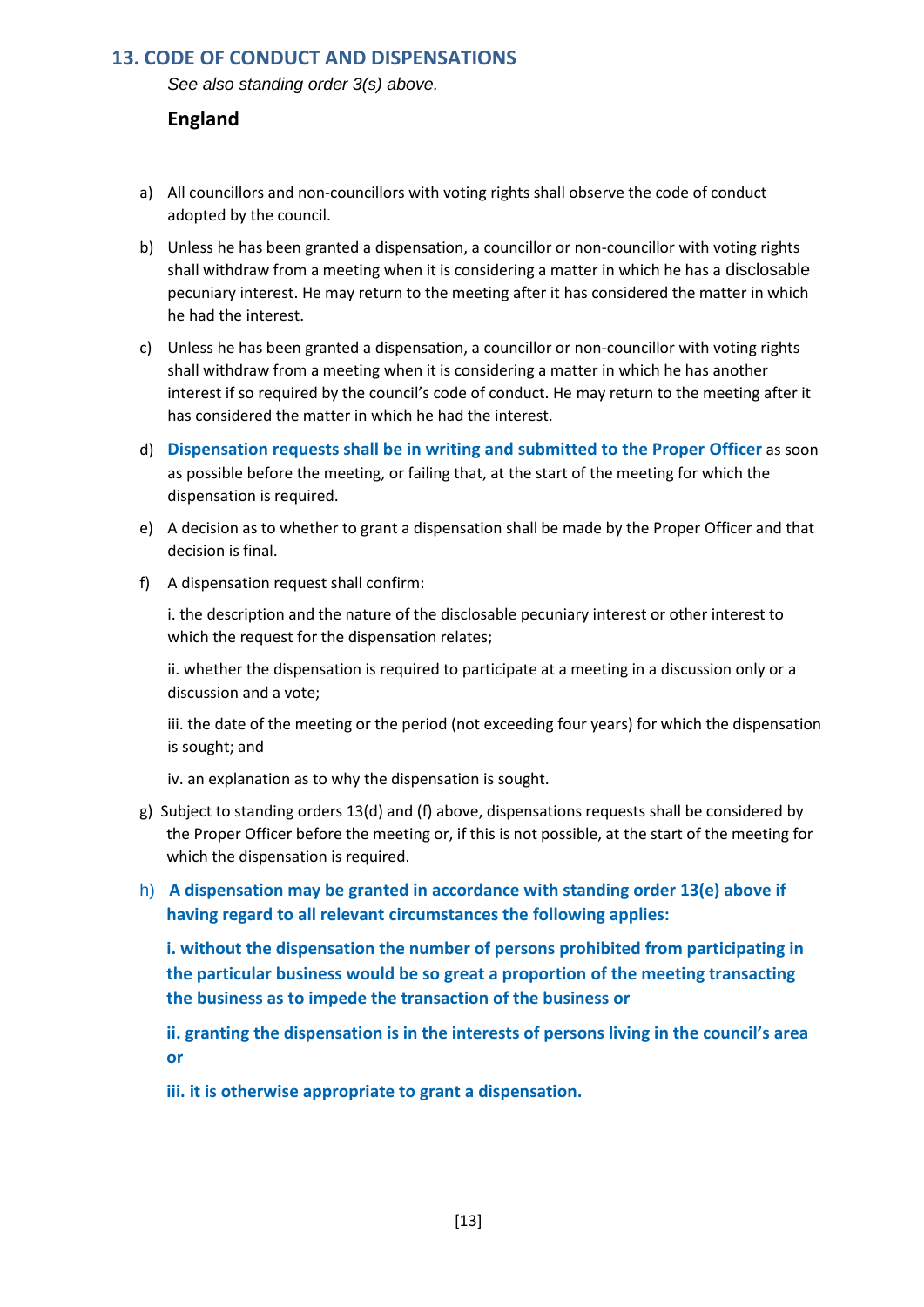## 13. CODE OF CONDUCT AND DISPENSATIONS

*See also standing order 3(s) above.*

### England

a) All councillors and non-councillors with voting rights shall observe the code of conduct adopted by the council.

b) Unless he has been granted a dispensation, a councillor or non-councillor with voting rights shall withdraw from a meeting when it is considering a matter in which he has a disclosable pecuniary interest. He may return to the meeting after it has considered the matter in which he had the interest.

c) Unless he has been granted a dispensation, a councillor or non-councillor with voting rights shall withdraw from a meeting when it is considering a matter in which he has another interest if so required by the council's code of conduct. He may return to the meeting after it has considered the matter in which he had the interest.

d) **Dispensation requests shall be in writing and submitted to the Proper Officer** as soon as possible before the meeting, or failing that, at the start of the meeting for which the dispensation is required.

e) A decision as to whether to grant a dispensation shall be made by the Proper Officer and that decision is final.

f) A dispensation request shall confirm:

i. the description and the nature of the disclosable pecuniary interest or other interest to which the request for the dispensation relates;

ii. whether the dispensation is required to participate at a meeting in a discussion only or a discussion and a vote;

iii. the date of the meeting or the period (not exceeding four years) for which the dispensation is sought; and

iv. an explanation as to why the dispensation is sought.

g) Subject to standing orders 13(d) and (f) above, dispensations requests shall be considered by the Proper Officer before the meeting or, if this is not possible, at the start of the meeting for which the dispensation is required.

h) **A dispensation may be granted in accordance with standing order 13(e) above if having regard to all relevant circumstances the following applies:**

**i. without the dispensation the number of persons prohibited from participating in the particular business would be so great a proportion of the meeting transacting the business as to impede the transaction of the business or**

**ii. granting the dispensation is in the interests of persons living in the council's area or**

**iii. it is otherwise appropriate to grant a dispensation.**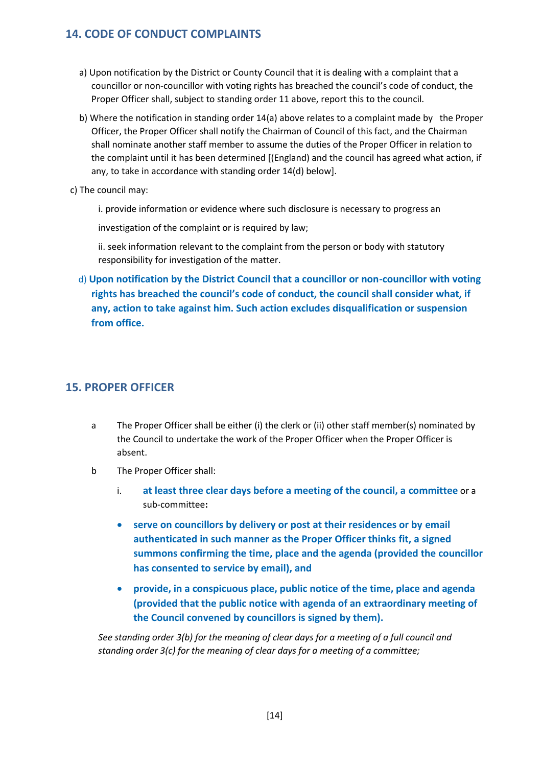## 14. CODE OF CONDUCT COMPLAINTS

a) Upon notification by the District or County Council that it is dealing with a complaint that a councillor or non-councillor with voting rights has breached the council's code of conduct, the Proper Officer shall, subject to standing order 11 above, report this to the council.

b) Where the notification in standing order 14(a) above relates to a complaint made by the Proper Officer, the Proper Officer shall notify the Chairman of Council of this fact, and the Chairman shall nominate another staff member to assume the duties of the Proper Officer in relation to the complaint until it has been determined [(England) and the council has agreed what action, if any, to take in accordance with standing order 14(d) below].

c) The council may:

i. provide information or evidence where such disclosure is necessary to progress an investigation of the complaint or is required by law;

ii. seek information relevant to the complaint from the person or body with statutory responsibility for investigation of the matter.

d) **Upon notification by the District Council that a councillor or non-councillor with voting rights has breached the council's code of conduct, the council shall consider what, if any, action to take against him. Such action excludes disqualification or suspension from office.**

## 15. PROPER OFFICER

a The Proper Officer shall be either (i) the clerk or (ii) other staff member(s) nominated by the Council to undertake the work of the Proper Officer when the Proper Officer is absent.

b The Proper Officer shall:

i. **at least three clear days before a meeting of the council, a committee** or a sub-committee**:**

- **serve on councillors by delivery or post at their residences or by email authenticated in such manner as the Proper Officer thinks fit, a signed summons confirming the time, place and the agenda (provided the councillor has consented to service by email), and**
- **provide, in a conspicuous place, public notice of the time, place and agenda (provided that the public notice with agenda of an extraordinary meeting of the Council convened by councillors is signed by them).**

*See standing order 3(b) for the meaning of clear days for a meeting of a full council and standing order 3(c) for the meaning of clear days for a meeting of a committee;*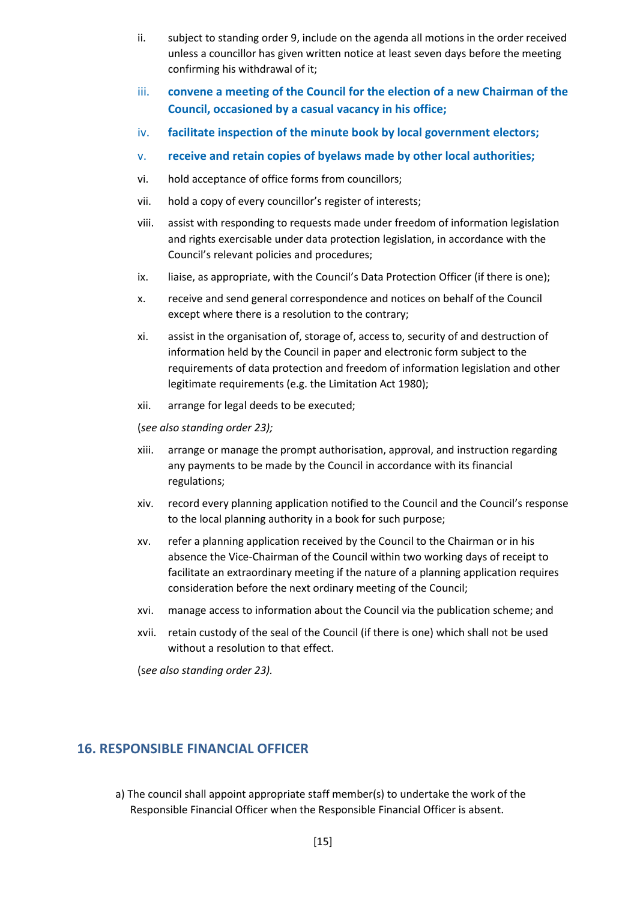ii. subject to standing order 9, include on the agenda all motions in the order received unless a councillor has given written notice at least seven days before the meeting confirming his withdrawal of it;

iii. **convene a meeting of the Council for the election of a new Chairman of the Council, occasioned by a casual vacancy in his office;**

iv. **facilitate inspection of the minute book by local government electors;**

v. **receive and retain copies of byelaws made by other local authorities;**

vi. hold acceptance of office forms from councillors;

vii. hold a copy of every councillor's register of interests;

viii. assist with responding to requests made under freedom of information legislation and rights exercisable under data protection legislation, in accordance with the Council's relevant policies and procedures;

ix. liaise, as appropriate, with the Council's Data Protection Officer (if there is one);

x. receive and send general correspondence and notices on behalf of the Council except where there is a resolution to the contrary;

xi. assist in the organisation of, storage of, access to, security of and destruction of information held by the Council in paper and electronic form subject to the requirements of data protection and freedom of information legislation and other legitimate requirements (e.g. the Limitation Act 1980);

xii. arrange for legal deeds to be executed;

(*see also standing order 23);*

xiii. arrange or manage the prompt authorisation, approval, and instruction regarding any payments to be made by the Council in accordance with its financial regulations;

xiv. record every planning application notified to the Council and the Council's response to the local planning authority in a book for such purpose;

xv. refer a planning application received by the Council to the Chairman or in his absence the Vice-Chairman of the Council within two working days of receipt to facilitate an extraordinary meeting if the nature of a planning application requires consideration before the next ordinary meeting of the Council;

xvi. manage access to information about the Council via the publication scheme; and

xvii. retain custody of the seal of the Council (if there is one) which shall not be used without a resolution to that effect.

(s*ee also standing order 23).*

## 16. RESPONSIBLE FINANCIAL OFFICER

a) The council shall appoint appropriate staff member(s) to undertake the work of the Responsible Financial Officer when the Responsible Financial Officer is absent.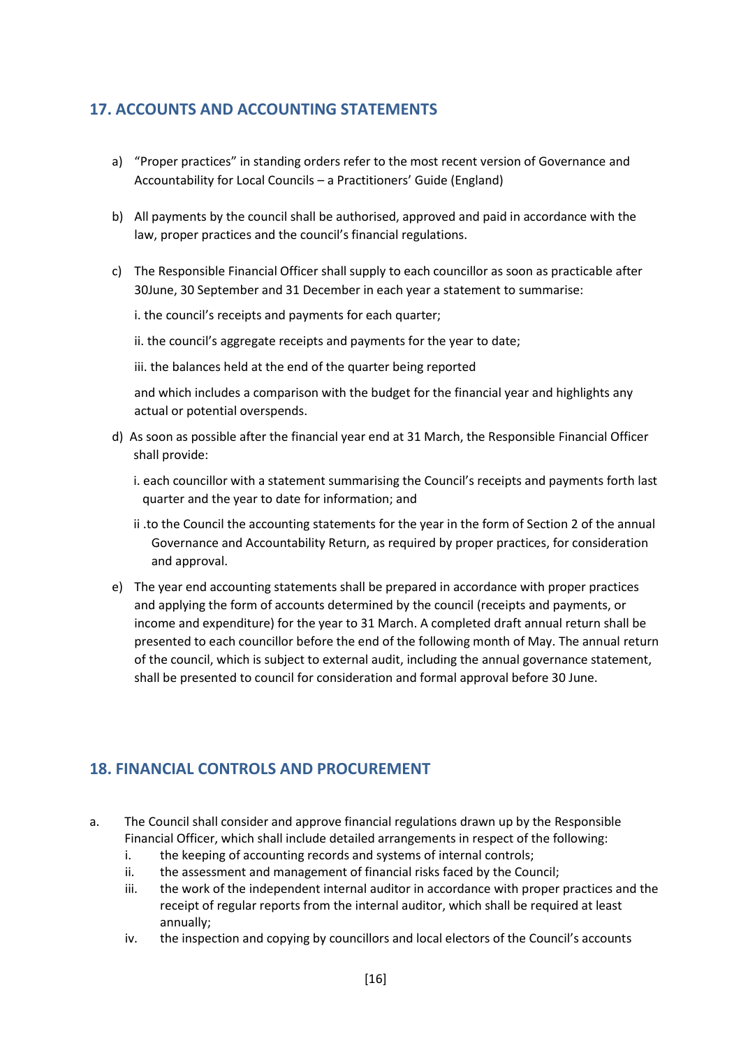## 17. ACCOUNTS AND ACCOUNTING STATEMENTS

a) "Proper practices" in standing orders refer to the most recent version of Governance and Accountability for Local Councils – a Practitioners' Guide (England)

b) All payments by the council shall be authorised, approved and paid in accordance with the law, proper practices and the council's financial regulations.

c) The Responsible Financial Officer shall supply to each councillor as soon as practicable after 30June, 30 September and 31 December in each year a statement to summarise:

   i. the council's receipts and payments for each quarter;

   ii. the council's aggregate receipts and payments for the year to date;

   iii. the balances held at the end of the quarter being reported

   and which includes a comparison with the budget for the financial year and highlights any actual or potential overspends.

d) As soon as possible after the financial year end at 31 March, the Responsible Financial Officer shall provide:

   i. each councillor with a statement summarising the Council's receipts and payments forth last quarter and the year to date for information; and

   ii .to the Council the accounting statements for the year in the form of Section 2 of the annual Governance and Accountability Return, as required by proper practices, for consideration and approval.

e) The year end accounting statements shall be prepared in accordance with proper practices and applying the form of accounts determined by the council (receipts and payments, or income and expenditure) for the year to 31 March. A completed draft annual return shall be presented to each councillor before the end of the following month of May. The annual return of the council, which is subject to external audit, including the annual governance statement, shall be presented to council for consideration and formal approval before 30 June.

## 18. FINANCIAL CONTROLS AND PROCUREMENT

a. The Council shall consider and approve financial regulations drawn up by the Responsible Financial Officer, which shall include detailed arrangements in respect of the following:
   i. the keeping of accounting records and systems of internal controls;
   ii. the assessment and management of financial risks faced by the Council;
   iii. the work of the independent internal auditor in accordance with proper practices and the receipt of regular reports from the internal auditor, which shall be required at least annually;
   iv. the inspection and copying by councillors and local electors of the Council's accounts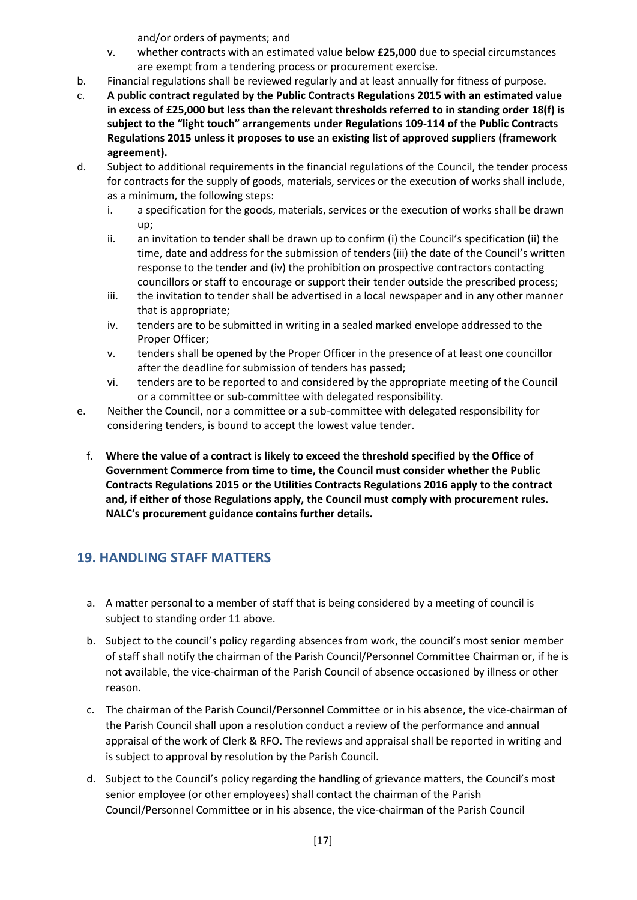and/or orders of payments; and

v. whether contracts with an estimated value below **£25,000** due to special circumstances are exempt from a tendering process or procurement exercise.

b. Financial regulations shall be reviewed regularly and at least annually for fitness of purpose.

c. **A public contract regulated by the Public Contracts Regulations 2015 with an estimated value in excess of £25,000 but less than the relevant thresholds referred to in standing order 18(f) is subject to the "light touch" arrangements under Regulations 109-114 of the Public Contracts Regulations 2015 unless it proposes to use an existing list of approved suppliers (framework agreement).**

d. Subject to additional requirements in the financial regulations of the Council, the tender process for contracts for the supply of goods, materials, services or the execution of works shall include, as a minimum, the following steps:

   i. a specification for the goods, materials, services or the execution of works shall be drawn up;
   
   ii. an invitation to tender shall be drawn up to confirm (i) the Council's specification (ii) the time, date and address for the submission of tenders (iii) the date of the Council's written response to the tender and (iv) the prohibition on prospective contractors contacting councillors or staff to encourage or support their tender outside the prescribed process;
   
   iii. the invitation to tender shall be advertised in a local newspaper and in any other manner that is appropriate;
   
   iv. tenders are to be submitted in writing in a sealed marked envelope addressed to the Proper Officer;
   
   v. tenders shall be opened by the Proper Officer in the presence of at least one councillor after the deadline for submission of tenders has passed;
   
   vi. tenders are to be reported to and considered by the appropriate meeting of the Council or a committee or sub-committee with delegated responsibility.

e. Neither the Council, nor a committee or a sub-committee with delegated responsibility for considering tenders, is bound to accept the lowest value tender.

f. **Where the value of a contract is likely to exceed the threshold specified by the Office of Government Commerce from time to time, the Council must consider whether the Public Contracts Regulations 2015 or the Utilities Contracts Regulations 2016 apply to the contract and, if either of those Regulations apply, the Council must comply with procurement rules. NALC's procurement guidance contains further details.**

## 19. HANDLING STAFF MATTERS

a. A matter personal to a member of staff that is being considered by a meeting of council is subject to standing order 11 above.

b. Subject to the council's policy regarding absences from work, the council's most senior member of staff shall notify the chairman of the Parish Council/Personnel Committee Chairman or, if he is not available, the vice-chairman of the Parish Council of absence occasioned by illness or other reason.

c. The chairman of the Parish Council/Personnel Committee or in his absence, the vice-chairman of the Parish Council shall upon a resolution conduct a review of the performance and annual appraisal of the work of Clerk & RFO. The reviews and appraisal shall be reported in writing and is subject to approval by resolution by the Parish Council.

d. Subject to the Council's policy regarding the handling of grievance matters, the Council's most senior employee (or other employees) shall contact the chairman of the Parish Council/Personnel Committee or in his absence, the vice-chairman of the Parish Council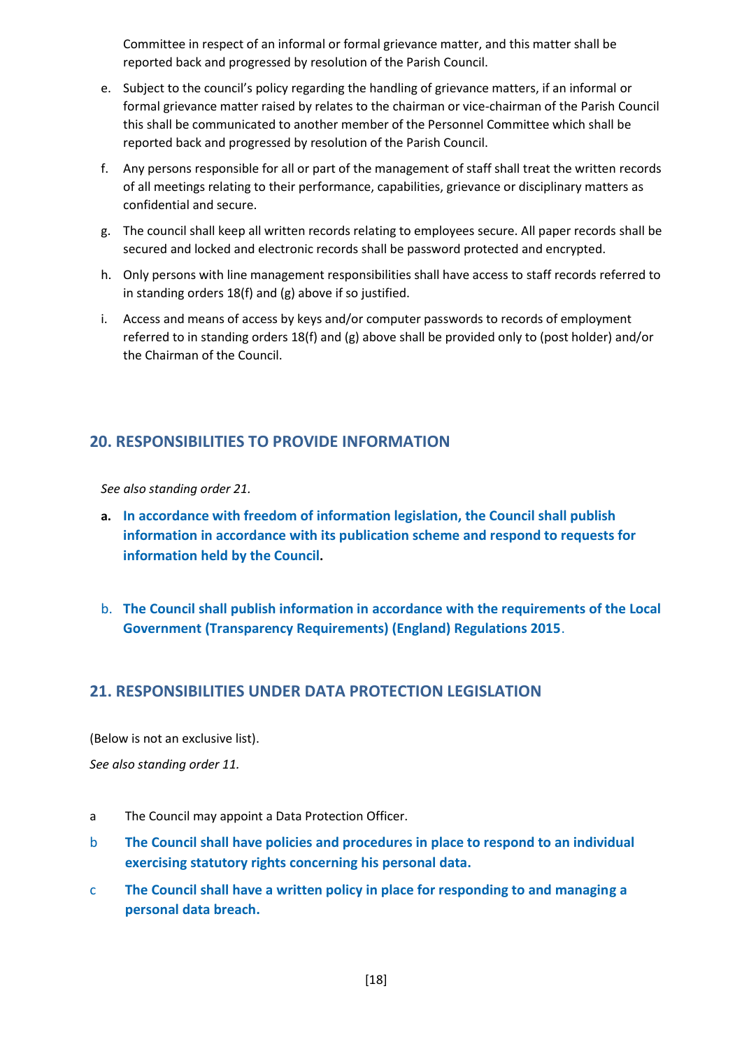Committee in respect of an informal or formal grievance matter, and this matter shall be reported back and progressed by resolution of the Parish Council.

e. Subject to the council's policy regarding the handling of grievance matters, if an informal or formal grievance matter raised by relates to the chairman or vice-chairman of the Parish Council this shall be communicated to another member of the Personnel Committee which shall be reported back and progressed by resolution of the Parish Council.

f. Any persons responsible for all or part of the management of staff shall treat the written records of all meetings relating to their performance, capabilities, grievance or disciplinary matters as confidential and secure.

g. The council shall keep all written records relating to employees secure. All paper records shall be secured and locked and electronic records shall be password protected and encrypted.

h. Only persons with line management responsibilities shall have access to staff records referred to in standing orders 18(f) and (g) above if so justified.

i. Access and means of access by keys and/or computer passwords to records of employment referred to in standing orders 18(f) and (g) above shall be provided only to (post holder) and/or the Chairman of the Council.

## 20. RESPONSIBILITIES TO PROVIDE INFORMATION

*See also standing order 21.*

**a. In accordance with freedom of information legislation, the Council shall publish information in accordance with its publication scheme and respond to requests for information held by the Council.**

b. **The Council shall publish information in accordance with the requirements of the Local Government (Transparency Requirements) (England) Regulations 2015**.

## 21. RESPONSIBILITIES UNDER DATA PROTECTION LEGISLATION

(Below is not an exclusive list).

*See also standing order 11.*

a The Council may appoint a Data Protection Officer.

b **The Council shall have policies and procedures in place to respond to an individual exercising statutory rights concerning his personal data.**

c **The Council shall have a written policy in place for responding to and managing a personal data breach.**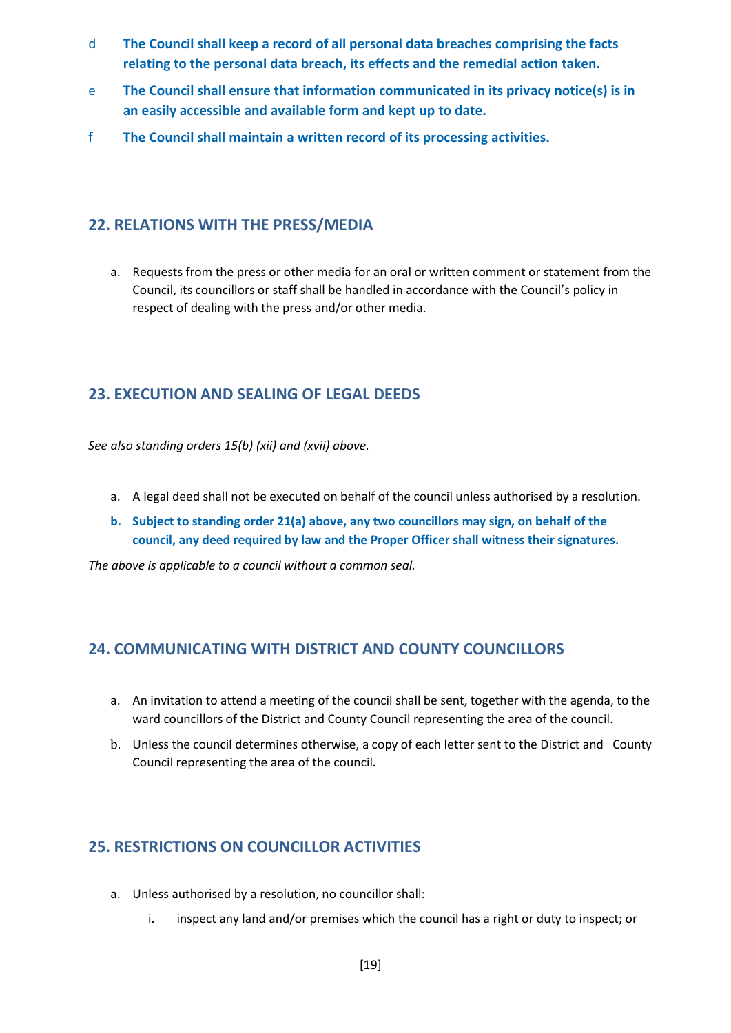d **The Council shall keep a record of all personal data breaches comprising the facts relating to the personal data breach, its effects and the remedial action taken.**

e **The Council shall ensure that information communicated in its privacy notice(s) is in an easily accessible and available form and kept up to date.**

f **The Council shall maintain a written record of its processing activities.**

## 22. RELATIONS WITH THE PRESS/MEDIA

a. Requests from the press or other media for an oral or written comment or statement from the Council, its councillors or staff shall be handled in accordance with the Council's policy in respect of dealing with the press and/or other media.

## 23. EXECUTION AND SEALING OF LEGAL DEEDS

*See also standing orders 15(b) (xii) and (xvii) above.*

a. A legal deed shall not be executed on behalf of the council unless authorised by a resolution.
b. **Subject to standing order 21(a) above, any two councillors may sign, on behalf of the council, any deed required by law and the Proper Officer shall witness their signatures.**

*The above is applicable to a council without a common seal.*

## 24. COMMUNICATING WITH DISTRICT AND COUNTY COUNCILLORS

a. An invitation to attend a meeting of the council shall be sent, together with the agenda, to the ward councillors of the District and County Council representing the area of the council.
b. Unless the council determines otherwise, a copy of each letter sent to the District and County Council representing the area of the council.

## 25. RESTRICTIONS ON COUNCILLOR ACTIVITIES

a. Unless authorised by a resolution, no councillor shall:
   i. inspect any land and/or premises which the council has a right or duty to inspect; or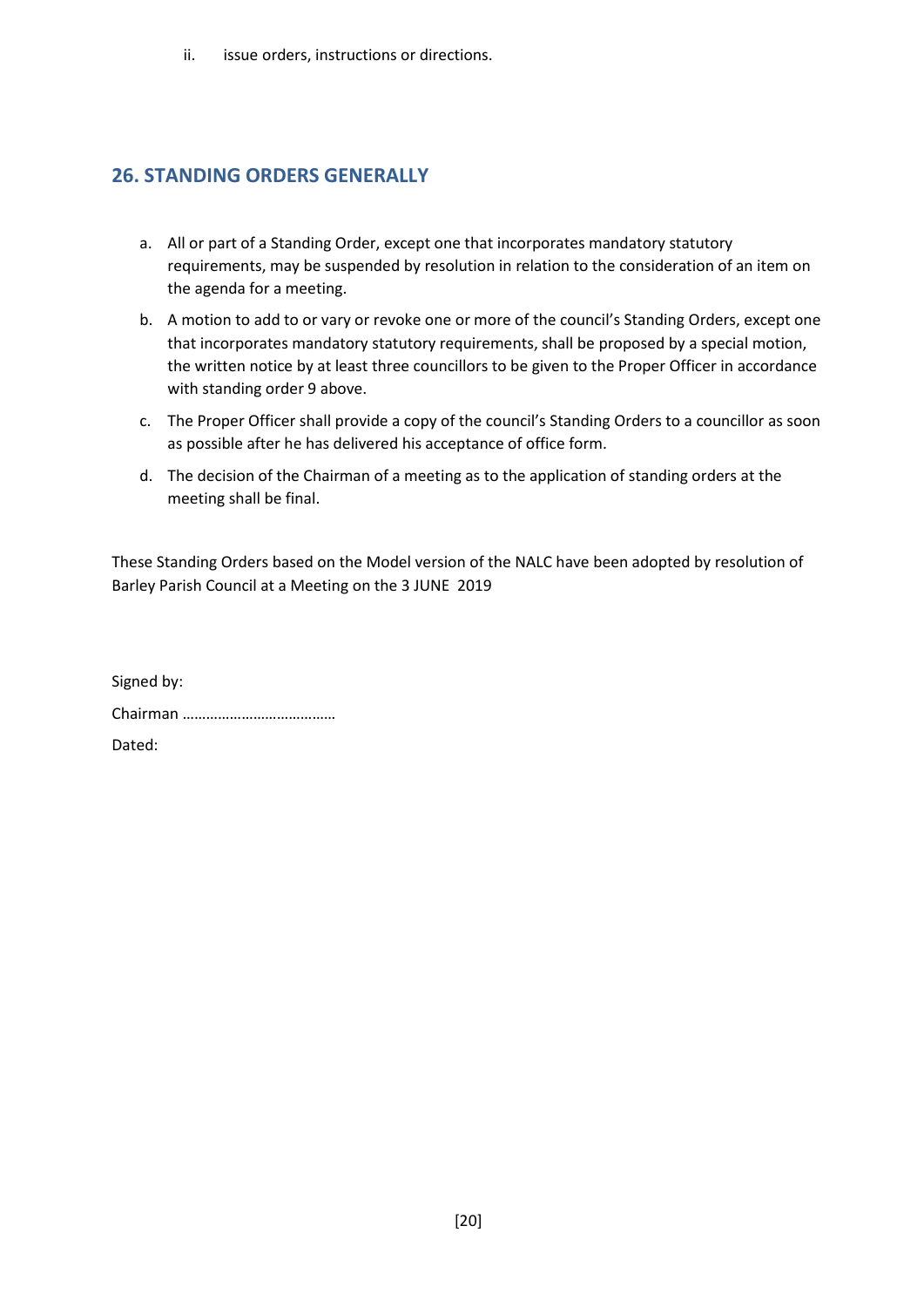ii. issue orders, instructions or directions.

## 26. STANDING ORDERS GENERALLY

a. All or part of a Standing Order, except one that incorporates mandatory statutory requirements, may be suspended by resolution in relation to the consideration of an item on the agenda for a meeting.

b. A motion to add to or vary or revoke one or more of the council's Standing Orders, except one that incorporates mandatory statutory requirements, shall be proposed by a special motion, the written notice by at least three councillors to be given to the Proper Officer in accordance with standing order 9 above.

c. The Proper Officer shall provide a copy of the council's Standing Orders to a councillor as soon as possible after he has delivered his acceptance of office form.

d. The decision of the Chairman of a meeting as to the application of standing orders at the meeting shall be final.

These Standing Orders based on the Model version of the NALC have been adopted by resolution of Barley Parish Council at a Meeting on the 3 JUNE 2019

Signed by:

Chairman …………………………………

Dated: